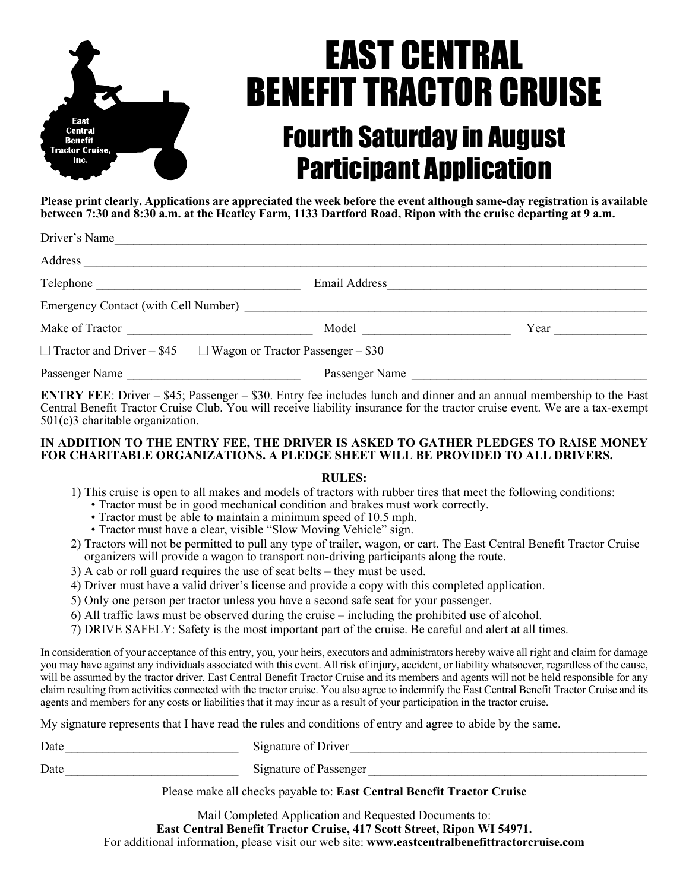East Central Benefit Tractor Cruise, Inc.

# EAST CENTRAL BENEFIT TRACTOR CRUISE

## Fourth Saturday in August
## Participant Application

**Please print clearly. Applications are appreciated the week before the event although same-day registration is available between 7:30 and 8:30 a.m. at the Heatley Farm, 1133 Dartford Road, Ripon with the cruise departing at 9 a.m.**

Driver's Name______________________________________________________________

Address ___________________________________________________________________

Telephone ____________________ Email Address ______________________________

Emergency Contact (with Cell Number) ________________________________________

Make of Tractor ____________________ Model ________________ Year ___________

☐ Tractor and Driver – $45 ☐ Wagon or Tractor Passenger – $30

Passenger Name ____________________ Passenger Name __________________________

**ENTRY FEE**: Driver – $45; Passenger – $30. Entry fee includes lunch and dinner and an annual membership to the East Central Benefit Tractor Cruise Club. You will receive liability insurance for the tractor cruise event. We are a tax-exempt 501(c)3 charitable organization.

**IN ADDITION TO THE ENTRY FEE, THE DRIVER IS ASKED TO GATHER PLEDGES TO RAISE MONEY FOR CHARITABLE ORGANIZATIONS. A PLEDGE SHEET WILL BE PROVIDED TO ALL DRIVERS.**

**RULES:**

1) This cruise is open to all makes and models of tractors with rubber tires that meet the following conditions:
   - Tractor must be in good mechanical condition and brakes must work correctly.
   - Tractor must be able to maintain a minimum speed of 10.5 mph.
   - Tractor must have a clear, visible "Slow Moving Vehicle" sign.
2) Tractors will not be permitted to pull any type of trailer, wagon, or cart. The East Central Benefit Tractor Cruise organizers will provide a wagon to transport non-driving participants along the route.
3) A cab or roll guard requires the use of seat belts – they must be used.
4) Driver must have a valid driver's license and provide a copy with this completed application.
5) Only one person per tractor unless you have a second safe seat for your passenger.
6) All traffic laws must be observed during the cruise – including the prohibited use of alcohol.
7) DRIVE SAFELY: Safety is the most important part of the cruise. Be careful and alert at all times.

In consideration of your acceptance of this entry, you, your heirs, executors and administrators hereby waive all right and claim for damage you may have against any individuals associated with this event. All risk of injury, accident, or liability whatsoever, regardless of the cause, will be assumed by the tractor driver. East Central Benefit Tractor Cruise and its members and agents will not be held responsible for any claim resulting from activities connected with the tractor cruise. You also agree to indemnify the East Central Benefit Tractor Cruise and its agents and members for any costs or liabilities that it may incur as a result of your participation in the tractor cruise.

My signature represents that I have read the rules and conditions of entry and agree to abide by the same.

Date____________________ Signature of Driver______________________________

Date____________________ Signature of Passenger ___________________________

Please make all checks payable to: **East Central Benefit Tractor Cruise**

Mail Completed Application and Requested Documents to:
**East Central Benefit Tractor Cruise, 417 Scott Street, Ripon WI 54971.**
For additional information, please visit our web site: **www.eastcentralbenefittractorcruise.com**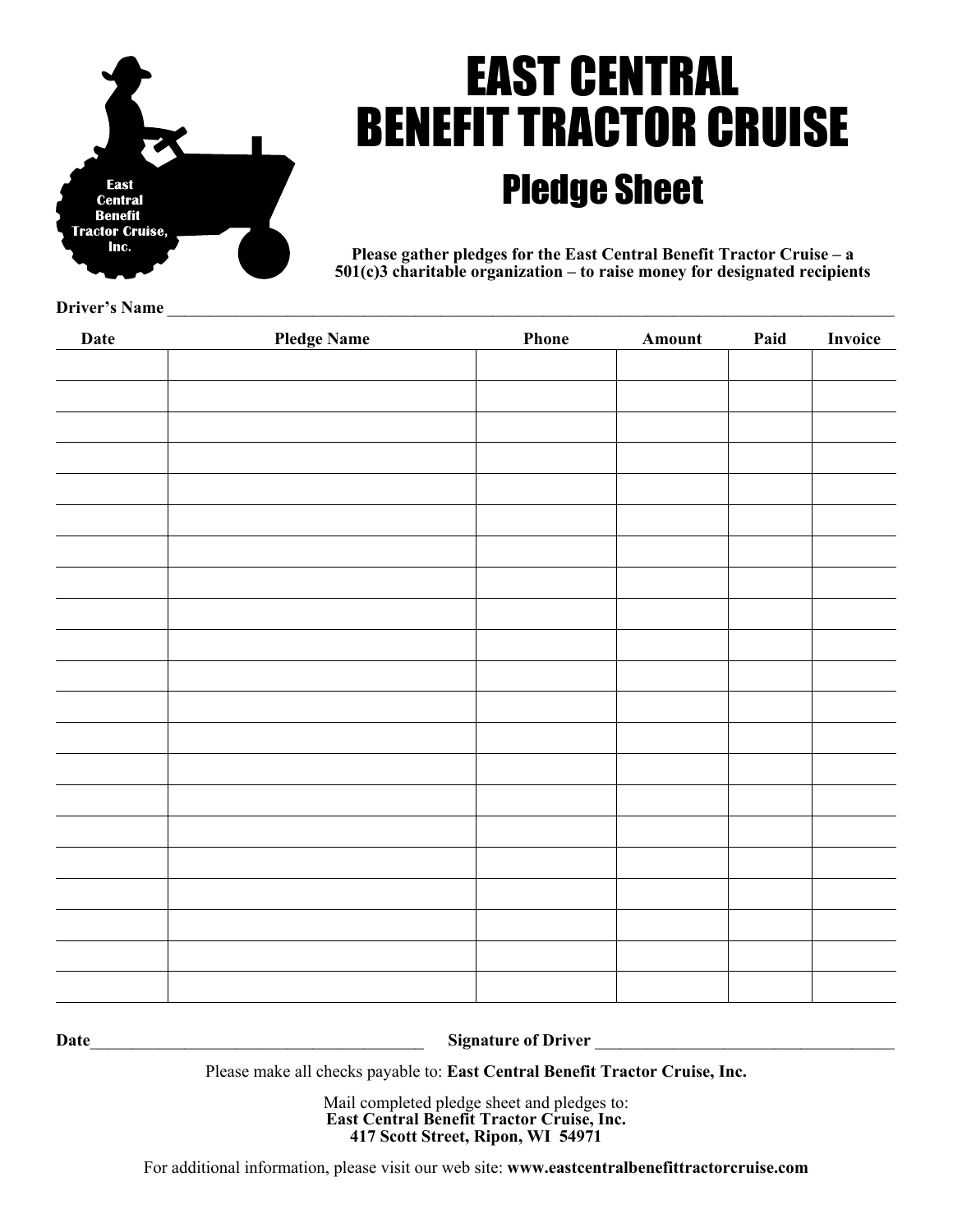# EAST CENTRAL BENEFIT TRACTOR CRUISE

## Pledge Sheet

East Central Benefit Tractor Cruise, Inc.

**Please gather pledges for the East Central Benefit Tractor Cruise – a 501(c)3 charitable organization – to raise money for designated recipients**

**Driver's Name** ______________________________________________________________________________

| Date | Pledge Name | Phone | Amount | Paid | Invoice |
|---|---|---|---|---|---|
| | | | | | |
| | | | | | |
| | | | | | |
| | | | | | |
| | | | | | |
| | | | | | |
| | | | | | |
| | | | | | |
| | | | | | |
| | | | | | |
| | | | | | |
| | | | | | |
| | | | | | |
| | | | | | |
| | | | | | |
| | | | | | |
| | | | | | |
| | | | | | |
| | | | | | |
| | | | | | |
| | | | | | |

**Date**________________________________________ **Signature of Driver** ____________________________________

Please make all checks payable to: **East Central Benefit Tractor Cruise, Inc.**

Mail completed pledge sheet and pledges to:
**East Central Benefit Tractor Cruise, Inc.**
**417 Scott Street, Ripon, WI 54971**

For additional information, please visit our web site: **www.eastcentralbenefittractorcruise.com**